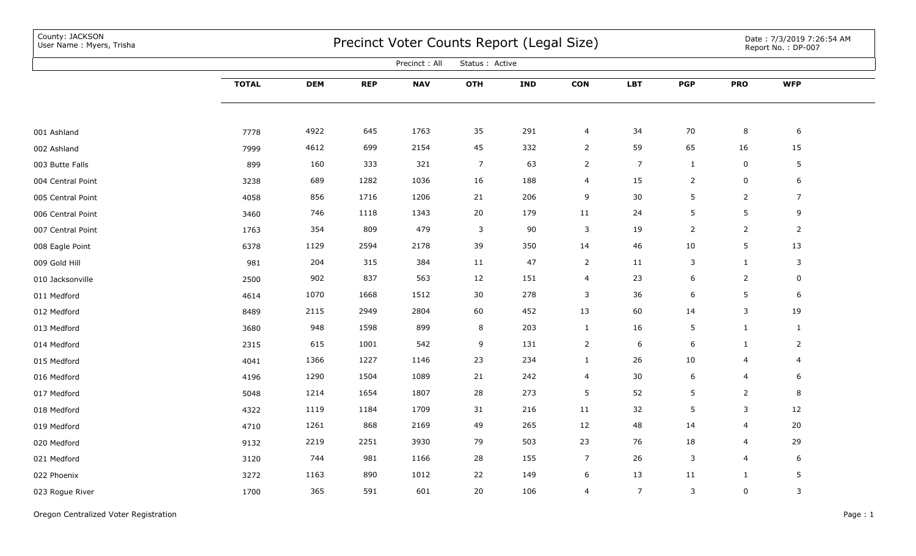County: JACKSON
User Name : Myers, Trisha

# Precinct Voter Counts Report (Legal Size)

Date : 7/3/2019 7:26:54 AM
Report No. : DP-007

Precinct : All    Status : Active

| | TOTAL | DEM | REP | NAV | OTH | IND | CON | LBT | PGP | PRO | WFP |
|---|---|---|---|---|---|---|---|---|---|---|---|
| 001 Ashland | 7778 | 4922 | 645 | 1763 | 35 | 291 | 4 | 34 | 70 | 8 | 6 |
| 002 Ashland | 7999 | 4612 | 699 | 2154 | 45 | 332 | 2 | 59 | 65 | 16 | 15 |
| 003 Butte Falls | 899 | 160 | 333 | 321 | 7 | 63 | 2 | 7 | 1 | 0 | 5 |
| 004 Central Point | 3238 | 689 | 1282 | 1036 | 16 | 188 | 4 | 15 | 2 | 0 | 6 |
| 005 Central Point | 4058 | 856 | 1716 | 1206 | 21 | 206 | 9 | 30 | 5 | 2 | 7 |
| 006 Central Point | 3460 | 746 | 1118 | 1343 | 20 | 179 | 11 | 24 | 5 | 5 | 9 |
| 007 Central Point | 1763 | 354 | 809 | 479 | 3 | 90 | 3 | 19 | 2 | 2 | 2 |
| 008 Eagle Point | 6378 | 1129 | 2594 | 2178 | 39 | 350 | 14 | 46 | 10 | 5 | 13 |
| 009 Gold Hill | 981 | 204 | 315 | 384 | 11 | 47 | 2 | 11 | 3 | 1 | 3 |
| 010 Jacksonville | 2500 | 902 | 837 | 563 | 12 | 151 | 4 | 23 | 6 | 2 | 0 |
| 011 Medford | 4614 | 1070 | 1668 | 1512 | 30 | 278 | 3 | 36 | 6 | 5 | 6 |
| 012 Medford | 8489 | 2115 | 2949 | 2804 | 60 | 452 | 13 | 60 | 14 | 3 | 19 |
| 013 Medford | 3680 | 948 | 1598 | 899 | 8 | 203 | 1 | 16 | 5 | 1 | 1 |
| 014 Medford | 2315 | 615 | 1001 | 542 | 9 | 131 | 2 | 6 | 6 | 1 | 2 |
| 015 Medford | 4041 | 1366 | 1227 | 1146 | 23 | 234 | 1 | 26 | 10 | 4 | 4 |
| 016 Medford | 4196 | 1290 | 1504 | 1089 | 21 | 242 | 4 | 30 | 6 | 4 | 6 |
| 017 Medford | 5048 | 1214 | 1654 | 1807 | 28 | 273 | 5 | 52 | 5 | 2 | 8 |
| 018 Medford | 4322 | 1119 | 1184 | 1709 | 31 | 216 | 11 | 32 | 5 | 3 | 12 |
| 019 Medford | 4710 | 1261 | 868 | 2169 | 49 | 265 | 12 | 48 | 14 | 4 | 20 |
| 020 Medford | 9132 | 2219 | 2251 | 3930 | 79 | 503 | 23 | 76 | 18 | 4 | 29 |
| 021 Medford | 3120 | 744 | 981 | 1166 | 28 | 155 | 7 | 26 | 3 | 4 | 6 |
| 022 Phoenix | 3272 | 1163 | 890 | 1012 | 22 | 149 | 6 | 13 | 11 | 1 | 5 |
| 023 Rogue River | 1700 | 365 | 591 | 601 | 20 | 106 | 4 | 7 | 3 | 0 | 3 |

Oregon Centralized Voter Registration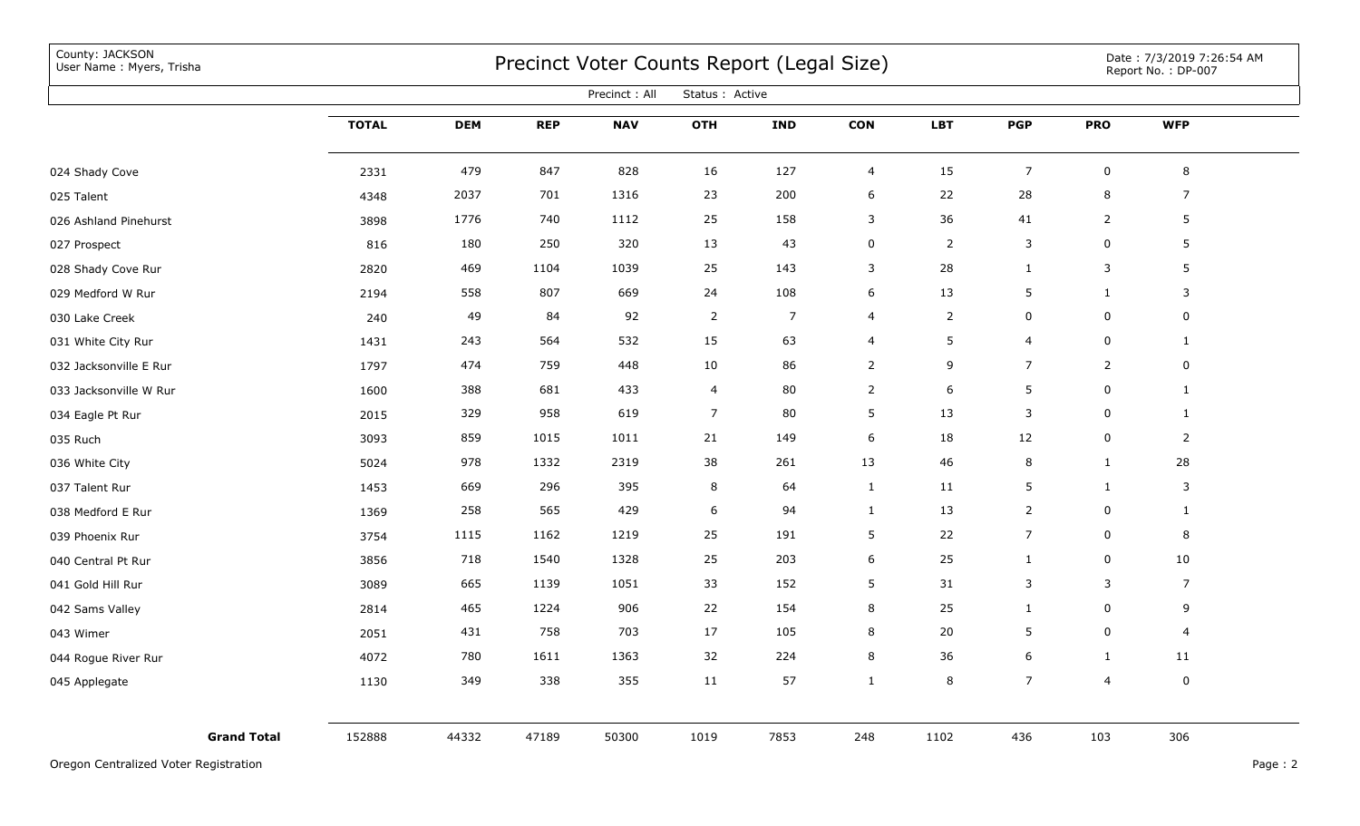County: JACKSON
User Name : Myers, Trisha

# Precinct Voter Counts Report (Legal Size)

Date : 7/3/2019 7:26:54 AM
Report No. : DP-007

Precinct : All    Status : Active

| | TOTAL | DEM | REP | NAV | OTH | IND | CON | LBT | PGP | PRO | WFP |
|---|---|---|---|---|---|---|---|---|---|---|---|
| 024 Shady Cove | 2331 | 479 | 847 | 828 | 16 | 127 | 4 | 15 | 7 | 0 | 8 |
| 025 Talent | 4348 | 2037 | 701 | 1316 | 23 | 200 | 6 | 22 | 28 | 8 | 7 |
| 026 Ashland Pinehurst | 3898 | 1776 | 740 | 1112 | 25 | 158 | 3 | 36 | 41 | 2 | 5 |
| 027 Prospect | 816 | 180 | 250 | 320 | 13 | 43 | 0 | 2 | 3 | 0 | 5 |
| 028 Shady Cove Rur | 2820 | 469 | 1104 | 1039 | 25 | 143 | 3 | 28 | 1 | 3 | 5 |
| 029 Medford W Rur | 2194 | 558 | 807 | 669 | 24 | 108 | 6 | 13 | 5 | 1 | 3 |
| 030 Lake Creek | 240 | 49 | 84 | 92 | 2 | 7 | 4 | 2 | 0 | 0 | 0 |
| 031 White City Rur | 1431 | 243 | 564 | 532 | 15 | 63 | 4 | 5 | 4 | 0 | 1 |
| 032 Jacksonville E Rur | 1797 | 474 | 759 | 448 | 10 | 86 | 2 | 9 | 7 | 2 | 0 |
| 033 Jacksonville W Rur | 1600 | 388 | 681 | 433 | 4 | 80 | 2 | 6 | 5 | 0 | 1 |
| 034 Eagle Pt Rur | 2015 | 329 | 958 | 619 | 7 | 80 | 5 | 13 | 3 | 0 | 1 |
| 035 Ruch | 3093 | 859 | 1015 | 1011 | 21 | 149 | 6 | 18 | 12 | 0 | 2 |
| 036 White City | 5024 | 978 | 1332 | 2319 | 38 | 261 | 13 | 46 | 8 | 1 | 28 |
| 037 Talent Rur | 1453 | 669 | 296 | 395 | 8 | 64 | 1 | 11 | 5 | 1 | 3 |
| 038 Medford E Rur | 1369 | 258 | 565 | 429 | 6 | 94 | 1 | 13 | 2 | 0 | 1 |
| 039 Phoenix Rur | 3754 | 1115 | 1162 | 1219 | 25 | 191 | 5 | 22 | 7 | 0 | 8 |
| 040 Central Pt Rur | 3856 | 718 | 1540 | 1328 | 25 | 203 | 6 | 25 | 1 | 0 | 10 |
| 041 Gold Hill Rur | 3089 | 665 | 1139 | 1051 | 33 | 152 | 5 | 31 | 3 | 3 | 7 |
| 042 Sams Valley | 2814 | 465 | 1224 | 906 | 22 | 154 | 8 | 25 | 1 | 0 | 9 |
| 043 Wimer | 2051 | 431 | 758 | 703 | 17 | 105 | 8 | 20 | 5 | 0 | 4 |
| 044 Rogue River Rur | 4072 | 780 | 1611 | 1363 | 32 | 224 | 8 | 36 | 6 | 1 | 11 |
| 045 Applegate | 1130 | 349 | 338 | 355 | 11 | 57 | 1 | 8 | 7 | 4 | 0 |
| **Grand Total** | 152888 | 44332 | 47189 | 50300 | 1019 | 7853 | 248 | 1102 | 436 | 103 | 306 |

Oregon Centralized Voter Registration